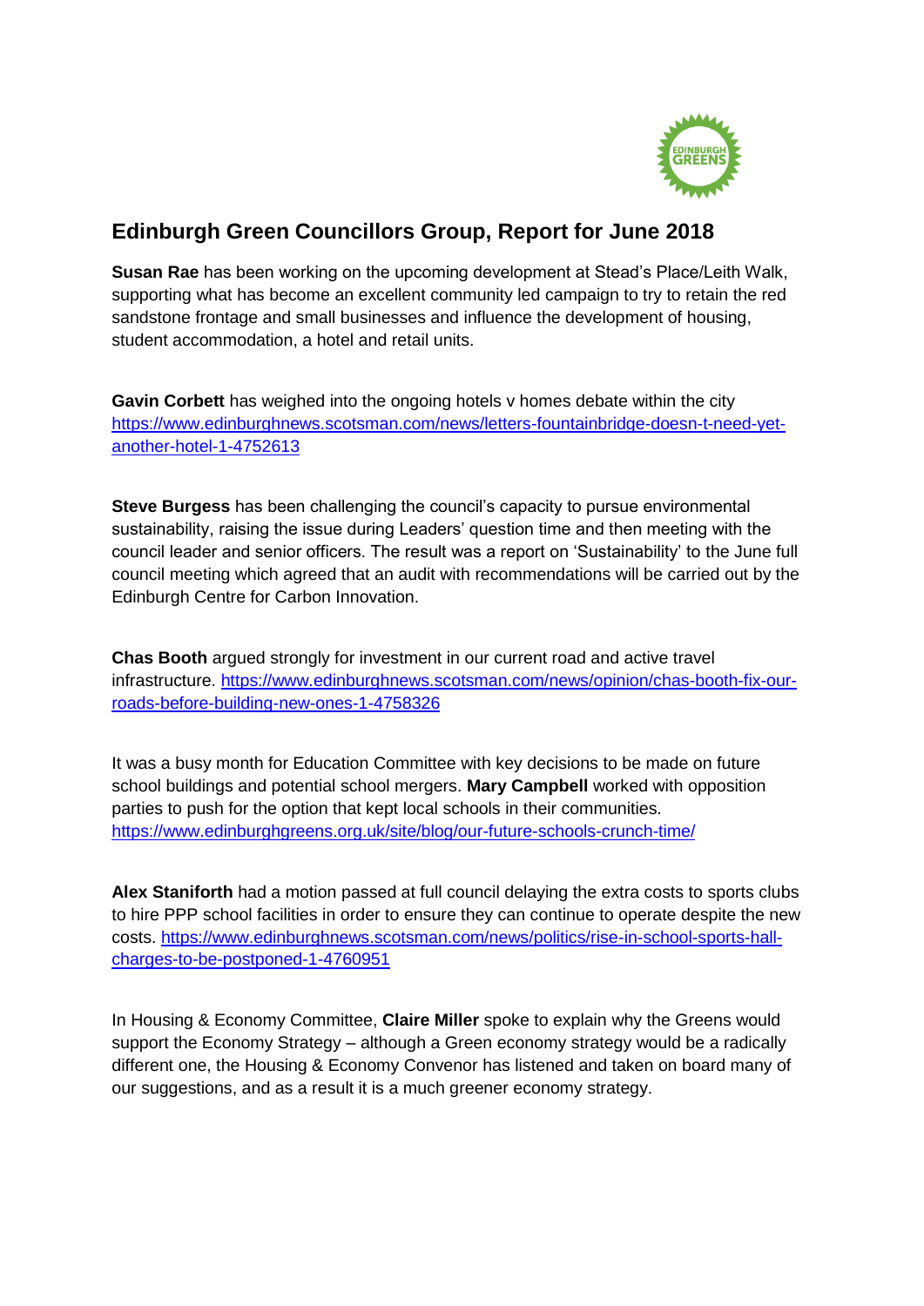# Edinburgh Green Councillors Group, Report for June 2018

**Susan Rae** has been working on the upcoming development at Stead's Place/Leith Walk, supporting what has become an excellent community led campaign to try to retain the red sandstone frontage and small businesses and influence the development of housing, student accommodation, a hotel and retail units.

**Gavin Corbett** has weighed into the ongoing hotels v homes debate within the city https://www.edinburghnews.scotsman.com/news/letters-fountainbridge-doesn-t-need-yet-another-hotel-1-4752613

**Steve Burgess** has been challenging the council's capacity to pursue environmental sustainability, raising the issue during Leaders' question time and then meeting with the council leader and senior officers. The result was a report on 'Sustainability' to the June full council meeting which agreed that an audit with recommendations will be carried out by the Edinburgh Centre for Carbon Innovation.

**Chas Booth** argued strongly for investment in our current road and active travel infrastructure. https://www.edinburghnews.scotsman.com/news/opinion/chas-booth-fix-our-roads-before-building-new-ones-1-4758326

It was a busy month for Education Committee with key decisions to be made on future school buildings and potential school mergers. **Mary Campbell** worked with opposition parties to push for the option that kept local schools in their communities. https://www.edinburghgreens.org.uk/site/blog/our-future-schools-crunch-time/

**Alex Staniforth** had a motion passed at full council delaying the extra costs to sports clubs to hire PPP school facilities in order to ensure they can continue to operate despite the new costs. https://www.edinburghnews.scotsman.com/news/politics/rise-in-school-sports-hall-charges-to-be-postponed-1-4760951

In Housing & Economy Committee, **Claire Miller** spoke to explain why the Greens would support the Economy Strategy – although a Green economy strategy would be a radically different one, the Housing & Economy Convenor has listened and taken on board many of our suggestions, and as a result it is a much greener economy strategy.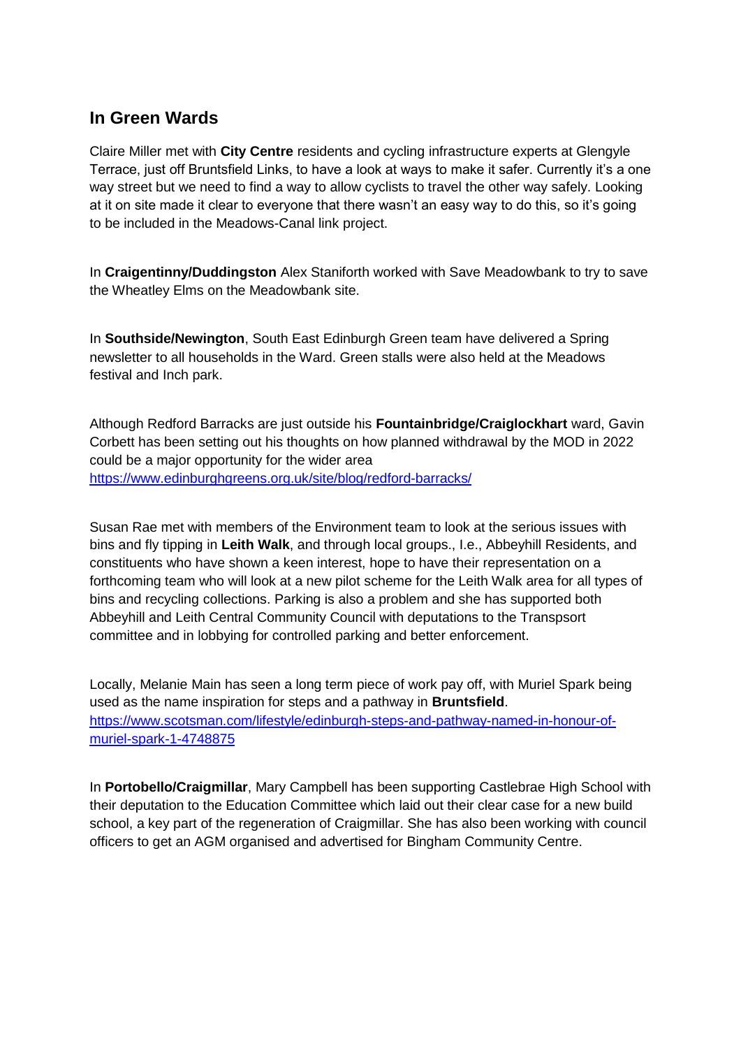## In Green Wards

Claire Miller met with **City Centre** residents and cycling infrastructure experts at Glengyle Terrace, just off Bruntsfield Links, to have a look at ways to make it safer. Currently it's a one way street but we need to find a way to allow cyclists to travel the other way safely. Looking at it on site made it clear to everyone that there wasn't an easy way to do this, so it's going to be included in the Meadows-Canal link project.

In **Craigentinny/Duddingston** Alex Staniforth worked with Save Meadowbank to try to save the Wheatley Elms on the Meadowbank site.

In **Southside/Newington**, South East Edinburgh Green team have delivered a Spring newsletter to all households in the Ward. Green stalls were also held at the Meadows festival and Inch park.

Although Redford Barracks are just outside his **Fountainbridge/Craiglockhart** ward, Gavin Corbett has been setting out his thoughts on how planned withdrawal by the MOD in 2022 could be a major opportunity for the wider area
[https://www.edinburghgreens.org.uk/site/blog/redford-barracks/](https://www.edinburghgreens.org.uk/site/blog/redford-barracks/)

Susan Rae met with members of the Environment team to look at the serious issues with bins and fly tipping in **Leith Walk**, and through local groups., I.e., Abbeyhill Residents, and constituents who have shown a keen interest, hope to have their representation on a forthcoming team who will look at a new pilot scheme for the Leith Walk area for all types of bins and recycling collections. Parking is also a problem and she has supported both Abbeyhill and Leith Central Community Council with deputations to the Transpsort committee and in lobbying for controlled parking and better enforcement.

Locally, Melanie Main has seen a long term piece of work pay off, with Muriel Spark being used as the name inspiration for steps and a pathway in **Bruntsfield**.
[https://www.scotsman.com/lifestyle/edinburgh-steps-and-pathway-named-in-honour-of-muriel-spark-1-4748875](https://www.scotsman.com/lifestyle/edinburgh-steps-and-pathway-named-in-honour-of-muriel-spark-1-4748875)

In **Portobello/Craigmillar**, Mary Campbell has been supporting Castlebrae High School with their deputation to the Education Committee which laid out their clear case for a new build school, a key part of the regeneration of Craigmillar. She has also been working with council officers to get an AGM organised and advertised for Bingham Community Centre.